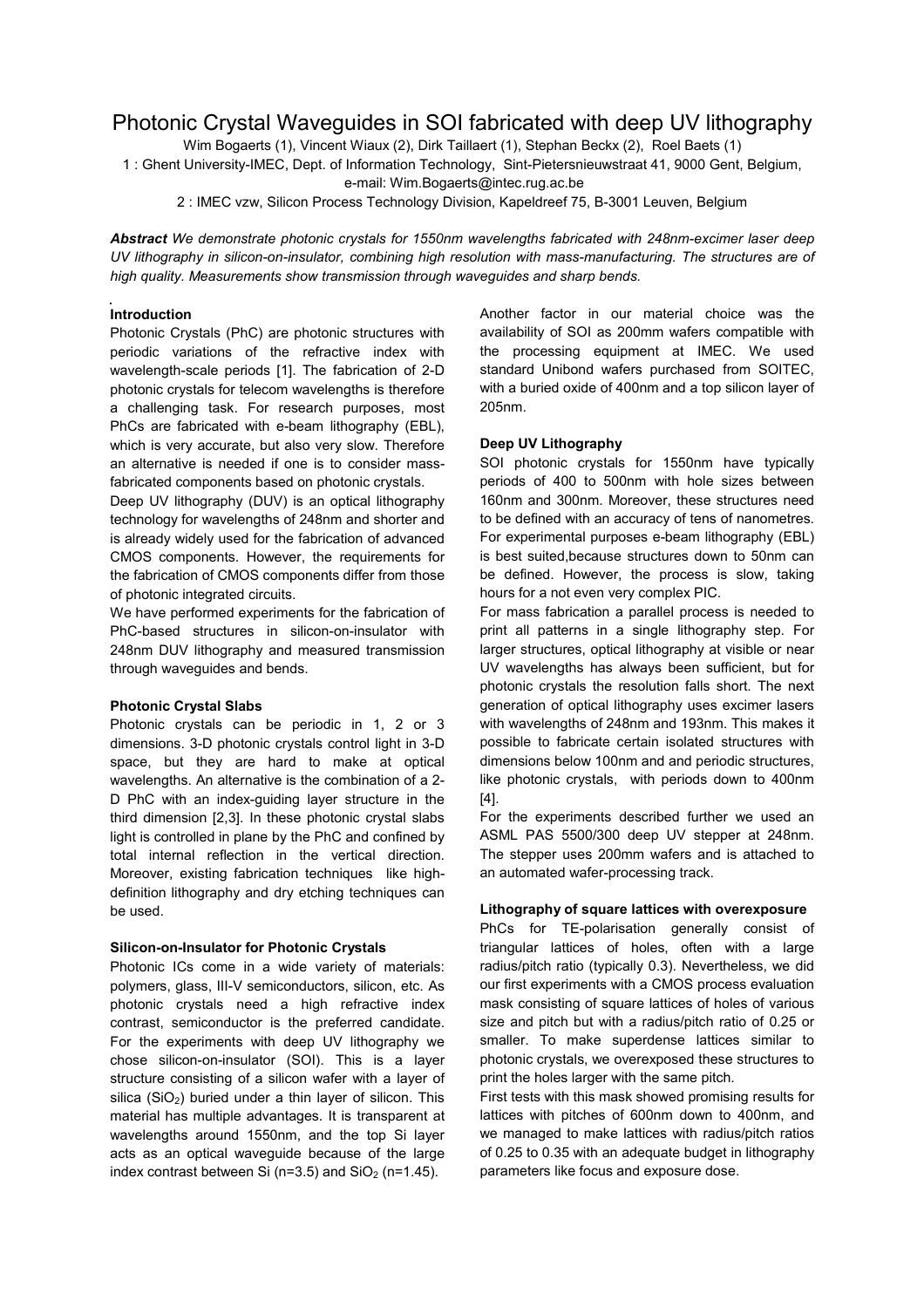# Photonic Crystal Waveguides in SOI fabricated with deep UV lithography

Wim Bogaerts (1), Vincent Wiaux (2), Dirk Taillaert (1), Stephan Beckx (2), Roel Baets (1)

1 : Ghent University-IMEC, Dept. of Information Technology, Sint-Pietersnieuwstraat 41, 9000 Gent, Belgium, e-mail: Wim.Bogaerts@intec.rug.ac.be

2 : IMEC vzw, Silicon Process Technology Division, Kapeldreef 75, B-3001 Leuven, Belgium

***Abstract*** *We demonstrate photonic crystals for 1550nm wavelengths fabricated with 248nm-excimer laser deep UV lithography in silicon-on-insulator, combining high resolution with mass-manufacturing. The structures are of high quality. Measurements show transmission through waveguides and sharp bends.*

**Introduction**

Photonic Crystals (PhC) are photonic structures with periodic variations of the refractive index with wavelength-scale periods [1]. The fabrication of 2-D photonic crystals for telecom wavelengths is therefore a challenging task. For research purposes, most PhCs are fabricated with e-beam lithography (EBL), which is very accurate, but also very slow. Therefore an alternative is needed if one is to consider mass-fabricated components based on photonic crystals.

Deep UV lithography (DUV) is an optical lithography technology for wavelengths of 248nm and shorter and is already widely used for the fabrication of advanced CMOS components. However, the requirements for the fabrication of CMOS components differ from those of photonic integrated circuits.

We have performed experiments for the fabrication of PhC-based structures in silicon-on-insulator with 248nm DUV lithography and measured transmission through waveguides and bends.

**Photonic Crystal Slabs**

Photonic crystals can be periodic in 1, 2 or 3 dimensions. 3-D photonic crystals control light in 3-D space, but they are hard to make at optical wavelengths. An alternative is the combination of a 2-D PhC with an index-guiding layer structure in the third dimension [2,3]. In these photonic crystal slabs light is controlled in plane by the PhC and confined by total internal reflection in the vertical direction. Moreover, existing fabrication techniques like high-definition lithography and dry etching techniques can be used.

**Silicon-on-Insulator for Photonic Crystals**

Photonic ICs come in a wide variety of materials: polymers, glass, III-V semiconductors, silicon, etc. As photonic crystals need a high refractive index contrast, semiconductor is the preferred candidate. For the experiments with deep UV lithography we chose silicon-on-insulator (SOI). This is a layer structure consisting of a silicon wafer with a layer of silica ($SiO_2$) buried under a thin layer of silicon. This material has multiple advantages. It is transparent at wavelengths around 1550nm, and the top Si layer acts as an optical waveguide because of the large index contrast between Si (n=3.5) and $SiO_2$ (n=1.45).

Another factor in our material choice was the availability of SOI as 200mm wafers compatible with the processing equipment at IMEC. We used standard Unibond wafers purchased from SOITEC, with a buried oxide of 400nm and a top silicon layer of 205nm.

**Deep UV Lithography**

SOI photonic crystals for 1550nm have typically periods of 400 to 500nm with hole sizes between 160nm and 300nm. Moreover, these structures need to be defined with an accuracy of tens of nanometres. For experimental purposes e-beam lithography (EBL) is best suited,because structures down to 50nm can be defined. However, the process is slow, taking hours for a not even very complex PIC.

For mass fabrication a parallel process is needed to print all patterns in a single lithography step. For larger structures, optical lithography at visible or near UV wavelengths has always been sufficient, but for photonic crystals the resolution falls short. The next generation of optical lithography uses excimer lasers with wavelengths of 248nm and 193nm. This makes it possible to fabricate certain isolated structures with dimensions below 100nm and and periodic structures, like photonic crystals, with periods down to 400nm [4].

For the experiments described further we used an ASML PAS 5500/300 deep UV stepper at 248nm. The stepper uses 200mm wafers and is attached to an automated wafer-processing track.

**Lithography of square lattices with overexposure**

PhCs for TE-polarisation generally consist of triangular lattices of holes, often with a large radius/pitch ratio (typically 0.3). Nevertheless, we did our first experiments with a CMOS process evaluation mask consisting of square lattices of holes of various size and pitch but with a radius/pitch ratio of 0.25 or smaller. To make superdense lattices similar to photonic crystals, we overexposed these structures to print the holes larger with the same pitch.

First tests with this mask showed promising results for lattices with pitches of 600nm down to 400nm, and we managed to make lattices with radius/pitch ratios of 0.25 to 0.35 with an adequate budget in lithography parameters like focus and exposure dose.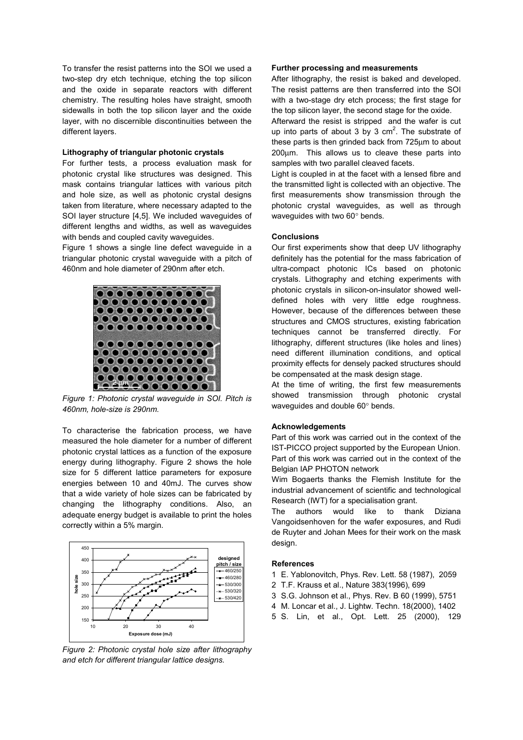To transfer the resist patterns into the SOI we used a two-step dry etch technique, etching the top silicon and the oxide in separate reactors with different chemistry. The resulting holes have straight, smooth sidewalls in both the top silicon layer and the oxide layer, with no discernible discontinuities between the different layers.

**Lithography of triangular photonic crystals**

For further tests, a process evaluation mask for photonic crystal like structures was designed. This mask contains triangular lattices with various pitch and hole size, as well as photonic crystal designs taken from literature, where necessary adapted to the SOI layer structure [4,5]. We included waveguides of different lengths and widths, as well as waveguides with bends and coupled cavity waveguides.

Figure 1 shows a single line defect waveguide in a triangular photonic crystal waveguide with a pitch of 460nm and hole diameter of 290nm after etch.

2 µm

*Figure 1: Photonic crystal waveguide in SOI. Pitch is 460nm, hole-size is 290nm.*

To characterise the fabrication process, we have measured the hole diameter for a number of different photonic crystal lattices as a function of the exposure energy during lithography. Figure 2 shows the hole size for 5 different lattice parameters for exposure energies between 10 and 40mJ. The curves show that a wide variety of hole sizes can be fabricated by changing the lithography conditions. Also, an adequate energy budget is available to print the holes correctly within a 5% margin.

hole size
450
400
350
300
250
200
150
10
20
30
40
Exposure dose (mJ)
designed pitch / size
460/250
460/280
530/300
530/320
530/420

*Figure 2: Photonic crystal hole size after lithography and etch for different triangular lattice designs.*

**Further processing and measurements**

After lithography, the resist is baked and developed. The resist patterns are then transferred into the SOI with a two-stage dry etch process; the first stage for the top silicon layer, the second stage for the oxide.

Afterward the resist is stripped and the wafer is cut up into parts of about 3 by 3 $cm^2$. The substrate of these parts is then grinded back from 725µm to about 200µm. This allows us to cleave these parts into samples with two parallel cleaved facets.

Light is coupled in at the facet with a lensed fibre and the transmitted light is collected with an objective. The first measurements show transmission through the photonic crystal waveguides, as well as through waveguides with two 60° bends.

**Conclusions**

Our first experiments show that deep UV lithography definitely has the potential for the mass fabrication of ultra-compact photonic ICs based on photonic crystals. Lithography and etching experiments with photonic crystals in silicon-on-insulator showed well-defined holes with very little edge roughness. However, because of the differences between these structures and CMOS structures, existing fabrication techniques cannot be transferred directly. For lithography, different structures (like holes and lines) need different illumination conditions, and optical proximity effects for densely packed structures should be compensated at the mask design stage.

At the time of writing, the first few measurements showed transmission through photonic crystal waveguides and double 60° bends.

**Acknowledgements**

Part of this work was carried out in the context of the IST-PICCO project supported by the European Union. Part of this work was carried out in the context of the Belgian IAP PHOTON network

Wim Bogaerts thanks the Flemish Institute for the industrial advancement of scientific and technological Research (IWT) for a specialisation grant.

The authors would like to thank Diziana Vangoidsenhoven for the wafer exposures, and Rudi de Ruyter and Johan Mees for their work on the mask design.

**References**

1 E. Yablonovitch, Phys. Rev. Lett. 58 (1987), 2059
2 T.F. Krauss et al., Nature 383(1996), 699
3 S.G. Johnson et al., Phys. Rev. B 60 (1999), 5751
4 M. Loncar et al., J. Lightw. Techn. 18(2000), 1402
5 S. Lin, et al., Opt. Lett. 25 (2000), 129